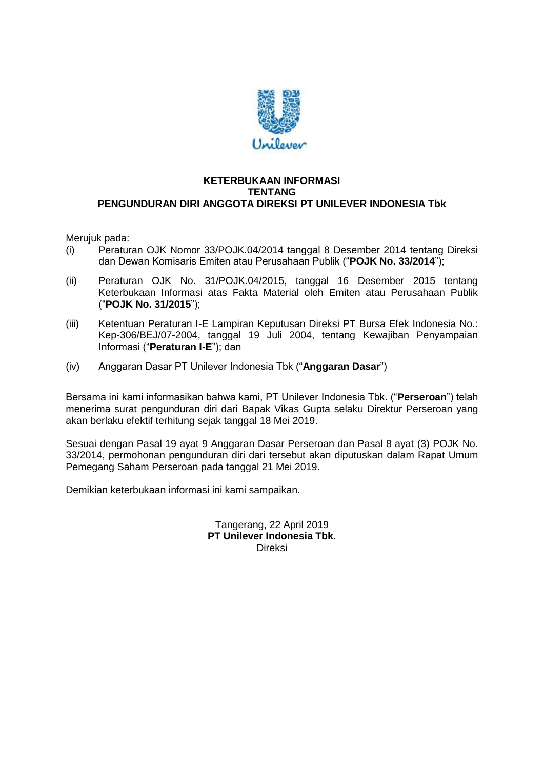**KETERBUKAAN INFORMASI**
**TENTANG**
**PENGUNDURAN DIRI ANGGOTA DIREKSI PT UNILEVER INDONESIA Tbk**

Merujuk pada:

(i) Peraturan OJK Nomor 33/POJK.04/2014 tanggal 8 Desember 2014 tentang Direksi dan Dewan Komisaris Emiten atau Perusahaan Publik ("**POJK No. 33/2014**");

(ii) Peraturan OJK No. 31/POJK.04/2015, tanggal 16 Desember 2015 tentang Keterbukaan Informasi atas Fakta Material oleh Emiten atau Perusahaan Publik ("**POJK No. 31/2015**");

(iii) Ketentuan Peraturan I-E Lampiran Keputusan Direksi PT Bursa Efek Indonesia No.: Kep-306/BEJ/07-2004, tanggal 19 Juli 2004, tentang Kewajiban Penyampaian Informasi ("**Peraturan I-E**"); dan

(iv) Anggaran Dasar PT Unilever Indonesia Tbk ("**Anggaran Dasar**")

Bersama ini kami informasikan bahwa kami, PT Unilever Indonesia Tbk. ("**Perseroan**") telah menerima surat pengunduran diri dari Bapak Vikas Gupta selaku Direktur Perseroan yang akan berlaku efektif terhitung sejak tanggal 18 Mei 2019.

Sesuai dengan Pasal 19 ayat 9 Anggaran Dasar Perseroan dan Pasal 8 ayat (3) POJK No. 33/2014, permohonan pengunduran diri dari tersebut akan diputuskan dalam Rapat Umum Pemegang Saham Perseroan pada tanggal 21 Mei 2019.

Demikian keterbukaan informasi ini kami sampaikan.

Tangerang, 22 April 2019
**PT Unilever Indonesia Tbk.**
Direksi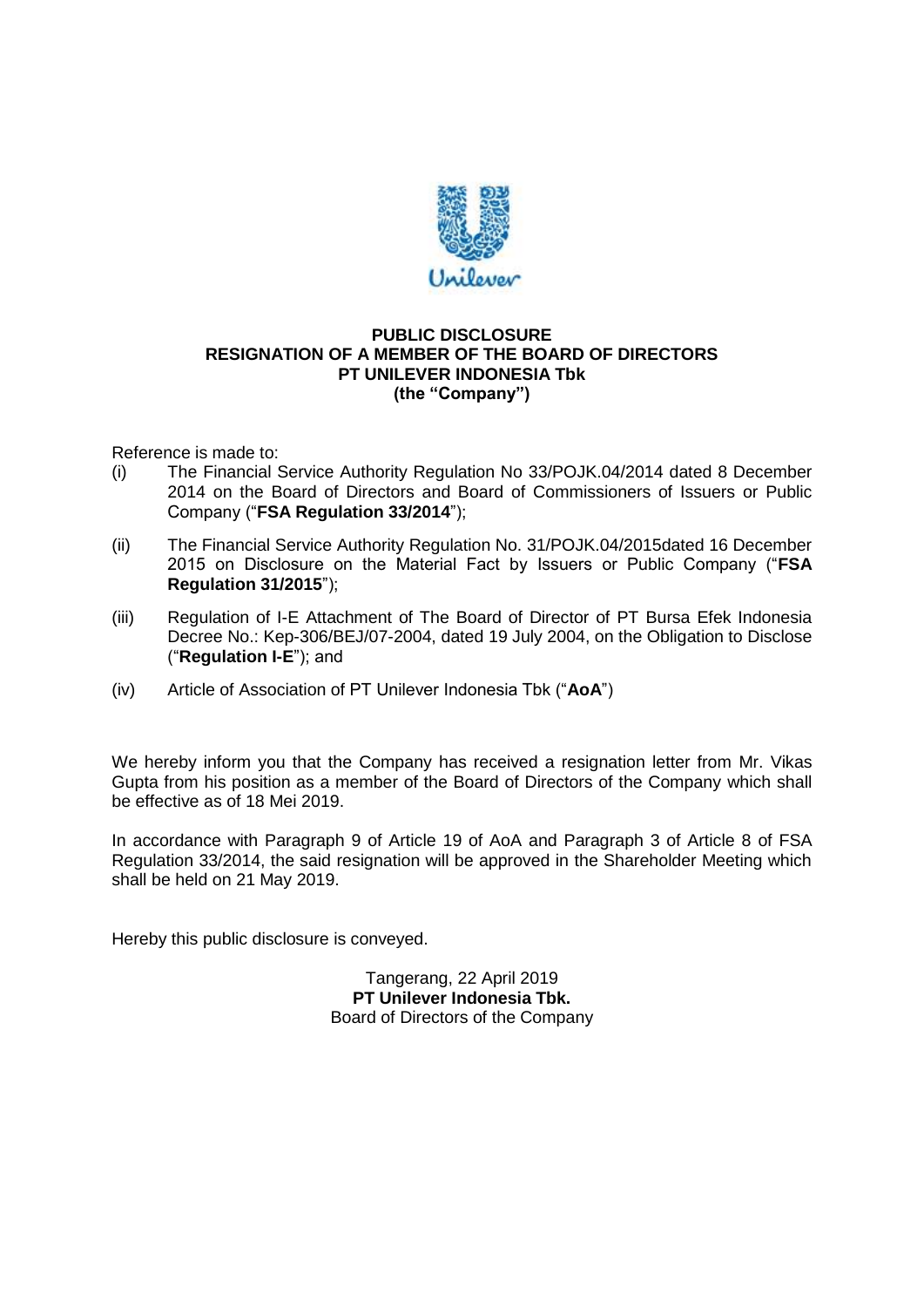**PUBLIC DISCLOSURE**
**RESIGNATION OF A MEMBER OF THE BOARD OF DIRECTORS**
**PT UNILEVER INDONESIA Tbk**
**(the "Company")**

Reference is made to:

(i) The Financial Service Authority Regulation No 33/POJK.04/2014 dated 8 December 2014 on the Board of Directors and Board of Commissioners of Issuers or Public Company ("**FSA Regulation 33/2014**");

(ii) The Financial Service Authority Regulation No. 31/POJK.04/2015dated 16 December 2015 on Disclosure on the Material Fact by Issuers or Public Company ("**FSA Regulation 31/2015**");

(iii) Regulation of I-E Attachment of The Board of Director of PT Bursa Efek Indonesia Decree No.: Kep-306/BEJ/07-2004, dated 19 July 2004, on the Obligation to Disclose ("**Regulation I-E**"); and

(iv) Article of Association of PT Unilever Indonesia Tbk ("**AoA**")

We hereby inform you that the Company has received a resignation letter from Mr. Vikas Gupta from his position as a member of the Board of Directors of the Company which shall be effective as of 18 Mei 2019.

In accordance with Paragraph 9 of Article 19 of AoA and Paragraph 3 of Article 8 of FSA Regulation 33/2014, the said resignation will be approved in the Shareholder Meeting which shall be held on 21 May 2019.

Hereby this public disclosure is conveyed.

Tangerang, 22 April 2019
**PT Unilever Indonesia Tbk.**
Board of Directors of the Company